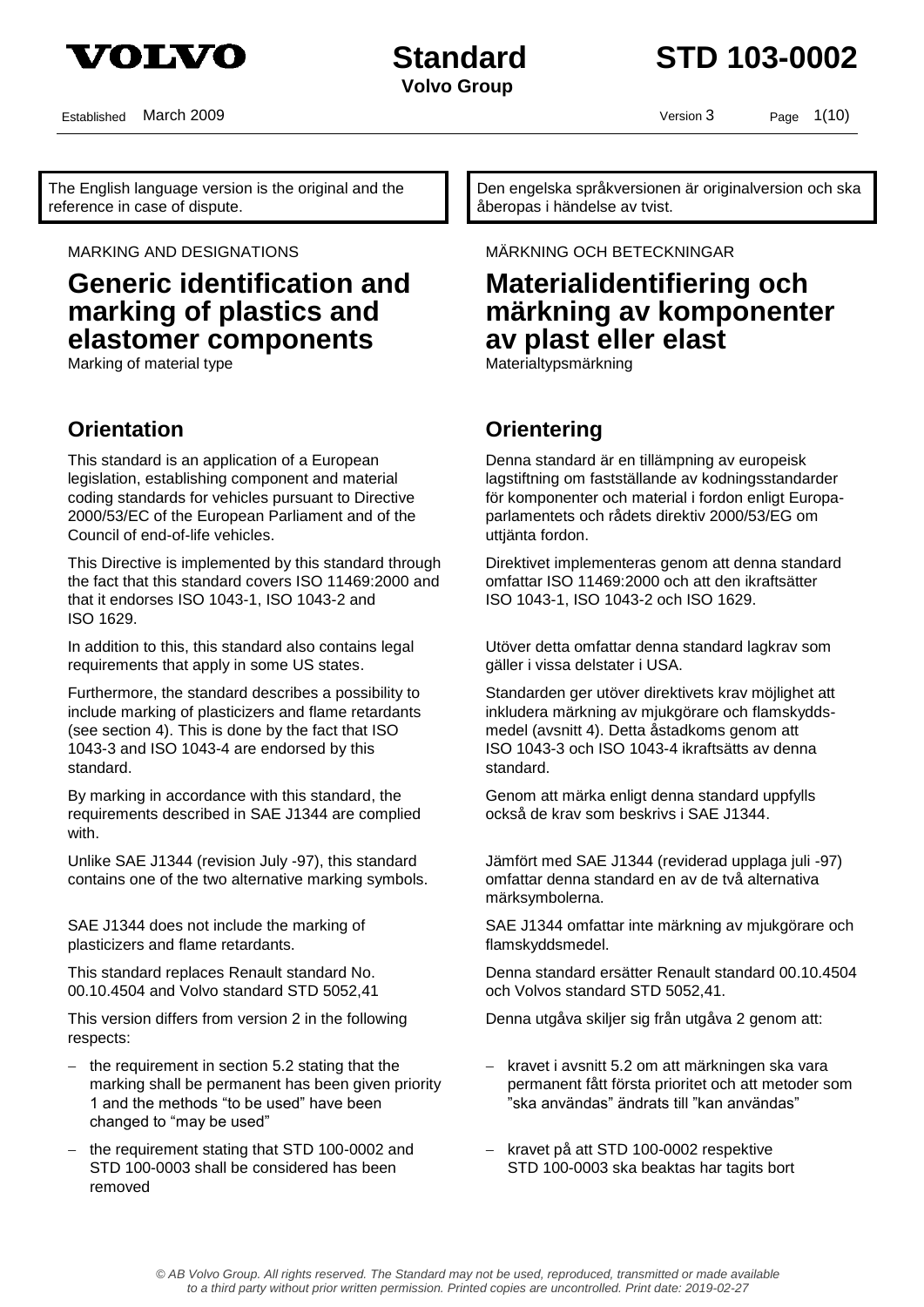VOLVO

# Standard STD 103-0002

**Volvo Group**

Established March 2009 Version 3

The English language version is the original and the reference in case of dispute.

Den engelska språkversionen är originalversion och ska åberopas i händelse av tvist.

MARKING AND DESIGNATIONS

# Generic identification and marking of plastics and elastomer components

Marking of material type

## Orientation

This standard is an application of a European legislation, establishing component and material coding standards for vehicles pursuant to Directive 2000/53/EC of the European Parliament and of the Council of end-of-life vehicles.

This Directive is implemented by this standard through the fact that this standard covers ISO 11469:2000 and that it endorses ISO 1043-1, ISO 1043-2 and ISO 1629.

In addition to this, this standard also contains legal requirements that apply in some US states.

Furthermore, the standard describes a possibility to include marking of plasticizers and flame retardants (see section 4). This is done by the fact that ISO 1043-3 and ISO 1043-4 are endorsed by this standard.

By marking in accordance with this standard, the requirements described in SAE J1344 are complied with.

Unlike SAE J1344 (revision July -97), this standard contains one of the two alternative marking symbols.

SAE J1344 does not include the marking of plasticizers and flame retardants.

This standard replaces Renault standard No. 00.10.4504 and Volvo standard STD 5052,41

This version differs from version 2 in the following respects:

- the requirement in section 5.2 stating that the marking shall be permanent has been given priority 1 and the methods “to be used” have been changed to “may be used”
- the requirement stating that STD 100-0002 and STD 100-0003 shall be considered has been removed

MÄRKNING OCH BETECKNINGAR

# Materialidentifiering och märkning av komponenter av plast eller elast

Materialtypsmärkning

## Orientering

Denna standard är en tillämpning av europeisk lagstiftning om fastställande av kodningsstandarder för komponenter och material i fordon enligt Europaparlamentets och rådets direktiv 2000/53/EG om uttjänta fordon.

Direktivet implementeras genom att denna standard omfattar ISO 11469:2000 och att den ikraftsätter ISO 1043-1, ISO 1043-2 och ISO 1629.

Utöver detta omfattar denna standard lagkrav som gäller i vissa delstater i USA.

Standarden ger utöver direktivets krav möjlighet att inkludera märkning av mjukgörare och flamskyddsmedel (avsnitt 4). Detta åstadkoms genom att ISO 1043-3 och ISO 1043-4 ikraftsätts av denna standard.

Genom att märka enligt denna standard uppfylls också de krav som beskrivs i SAE J1344.

Jämfört med SAE J1344 (reviderad upplaga juli -97) omfattar denna standard en av de två alternativa märksymbolerna.

SAE J1344 omfattar inte märkning av mjukgörare och flamskyddsmedel.

Denna standard ersätter Renault standard 00.10.4504 och Volvos standard STD 5052,41.

Denna utgåva skiljer sig från utgåva 2 genom att:

- kravet i avsnitt 5.2 om att märkningen ska vara permanent fått första prioritet och att metoder som ”ska användas” ändrats till ”kan användas”
- kravet på att STD 100-0002 respektive STD 100-0003 ska beaktas har tagits bort

*© AB Volvo Group. All rights reserved. The Standard may not be used, reproduced, transmitted or made available to a third party without prior written permission. Printed copies are uncontrolled. Print date: 2019-02-27*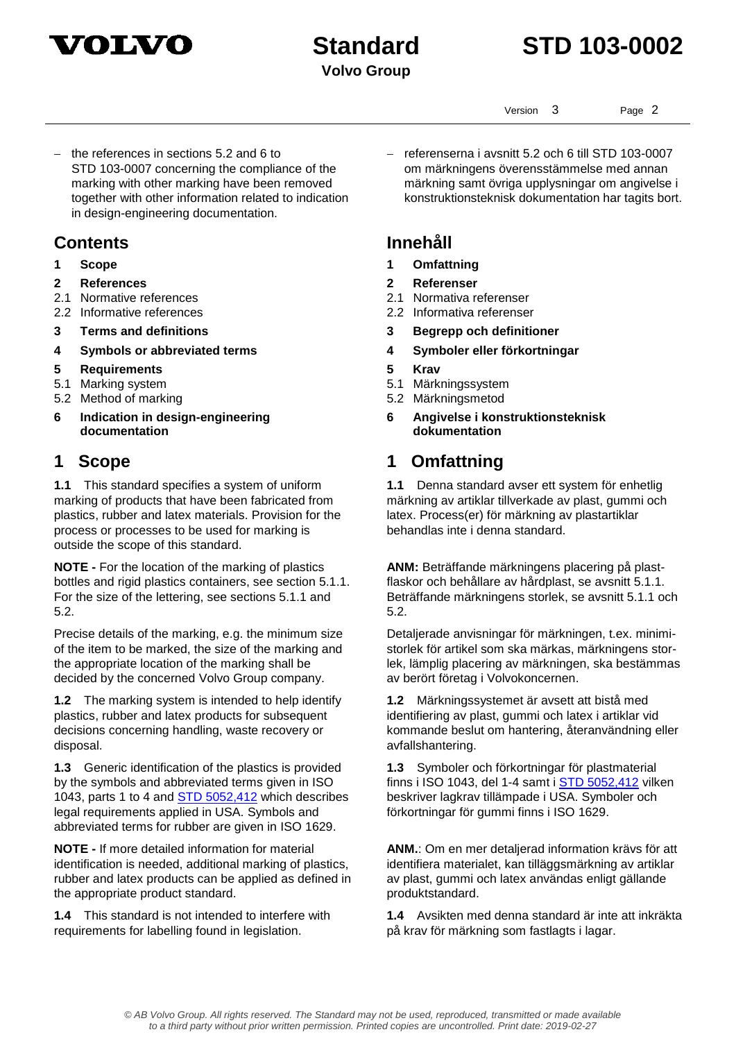– the references in sections 5.2 and 6 to STD 103-0007 concerning the compliance of the marking with other marking have been removed together with other information related to indication in design-engineering documentation.

– referenserna i avsnitt 5.2 och 6 till STD 103-0007 om märkningens överensstämmelse med annan märkning samt övriga upplysningar om angivelse i konstruktionsteknisk dokumentation har tagits bort.

## Contents

**1 Scope**

**2 References**
2.1 Normative references
2.2 Informative references

**3 Terms and definitions**

**4 Symbols or abbreviated terms**

**5 Requirements**
5.1 Marking system
5.2 Method of marking

**6 Indication in design-engineering documentation**

## Innehåll

**1 Omfattning**

**2 Referenser**
2.1 Normativa referenser
2.2 Informativa referenser

**3 Begrepp och definitioner**

**4 Symboler eller förkortningar**

**5 Krav**
5.1 Märkningssystem
5.2 Märkningsmetod

**6 Angivelse i konstruktionsteknisk dokumentation**

# 1 Scope

**1.1** This standard specifies a system of uniform marking of products that have been fabricated from plastics, rubber and latex materials. Provision for the process or processes to be used for marking is outside the scope of this standard.

**NOTE -** For the location of the marking of plastics bottles and rigid plastics containers, see section 5.1.1. For the size of the lettering, see sections 5.1.1 and 5.2.

Precise details of the marking, e.g. the minimum size of the item to be marked, the size of the marking and the appropriate location of the marking shall be decided by the concerned Volvo Group company.

**1.2** The marking system is intended to help identify plastics, rubber and latex products for subsequent decisions concerning handling, waste recovery or disposal.

**1.3** Generic identification of the plastics is provided by the symbols and abbreviated terms given in ISO 1043, parts 1 to 4 and STD 5052,412 which describes legal requirements applied in USA. Symbols and abbreviated terms for rubber are given in ISO 1629.

**NOTE -** If more detailed information for material identification is needed, additional marking of plastics, rubber and latex products can be applied as defined in the appropriate product standard.

**1.4** This standard is not intended to interfere with requirements for labelling found in legislation.

# 1 Omfattning

**1.1** Denna standard avser ett system för enhetlig märkning av artiklar tillverkade av plast, gummi och latex. Process(er) för märkning av plastartiklar behandlas inte i denna standard.

**ANM:** Beträffande märkningens placering på plastflaskor och behållare av hårdplast, se avsnitt 5.1.1. Beträffande märkningens storlek, se avsnitt 5.1.1 och 5.2.

Detaljerade anvisningar för märkningen, t.ex. minimistorlek för artikel som ska märkas, märkningens storlek, lämplig placering av märkningen, ska bestämmas av berört företag i Volvokoncernen.

**1.2** Märkningssystemet är avsett att bistå med identifiering av plast, gummi och latex i artiklar vid kommande beslut om hantering, återanvändning eller avfallshantering.

**1.3** Symboler och förkortningar för plastmaterial finns i ISO 1043, del 1-4 samt i STD 5052,412 vilken beskriver lagkrav tillämpade i USA. Symboler och förkortningar för gummi finns i ISO 1629.

**ANM.**: Om en mer detaljerad information krävs för att identifiera materialet, kan tilläggsmärkning av artiklar av plast, gummi och latex användas enligt gällande produktstandard.

**1.4** Avsikten med denna standard är inte att inkräkta på krav för märkning som fastlagts i lagar.

*© AB Volvo Group. All rights reserved. The Standard may not be used, reproduced, transmitted or made available to a third party without prior written permission. Printed copies are uncontrolled. Print date: 2019-02-27*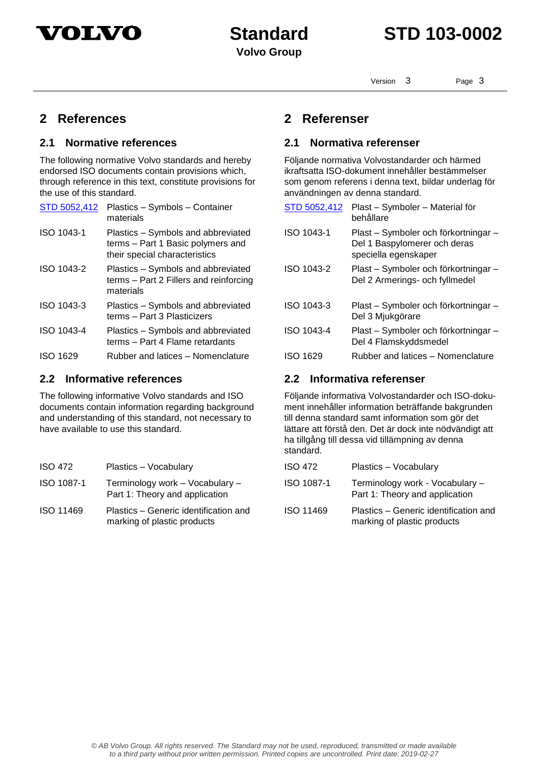## 2 References

### 2.1 Normative references

The following normative Volvo standards and hereby endorsed ISO documents contain provisions which, through reference in this text, constitute provisions for the use of this standard.

| | |
|---|---|
| STD 5052,412 | Plastics – Symbols – Container materials |
| ISO 1043-1 | Plastics – Symbols and abbreviated terms – Part 1 Basic polymers and their special characteristics |
| ISO 1043-2 | Plastics – Symbols and abbreviated terms – Part 2 Fillers and reinforcing materials |
| ISO 1043-3 | Plastics – Symbols and abbreviated terms – Part 3 Plasticizers |
| ISO 1043-4 | Plastics – Symbols and abbreviated terms – Part 4 Flame retardants |
| ISO 1629 | Rubber and latices – Nomenclature |

### 2.2 Informative references

The following informative Volvo standards and ISO documents contain information regarding background and understanding of this standard, not necessary to have available to use this standard.

| | |
|---|---|
| ISO 472 | Plastics – Vocabulary |
| ISO 1087-1 | Terminology work – Vocabulary – Part 1: Theory and application |
| ISO 11469 | Plastics – Generic identification and marking of plastic products |

## 2 Referenser

### 2.1 Normativa referenser

Följande normativa Volvostandarder och härmed ikraftsatta ISO-dokument innehåller bestämmelser som genom referens i denna text, bildar underlag för användningen av denna standard.

| | |
|---|---|
| STD 5052,412 | Plast – Symboler – Material för behållare |
| ISO 1043-1 | Plast – Symboler och förkortningar – Del 1 Baspylomerer och deras speciella egenskaper |
| ISO 1043-2 | Plast – Symboler och förkortningar – Del 2 Armerings- och fyllmedel |
| ISO 1043-3 | Plast – Symboler och förkortningar – Del 3 Mjukgörare |
| ISO 1043-4 | Plast – Symboler och förkortningar – Del 4 Flamskyddsmedel |
| ISO 1629 | Rubber and latices – Nomenclature |

### 2.2 Informativa referenser

Följande informativa Volvostandarder och ISO-dokument innehåller information beträffande bakgrunden till denna standard samt information som gör det lättare att förstå den. Det är dock inte nödvändigt att ha tillgång till dessa vid tillämpning av denna standard.

| | |
|---|---|
| ISO 472 | Plastics – Vocabulary |
| ISO 1087-1 | Terminology work - Vocabulary – Part 1: Theory and application |
| ISO 11469 | Plastics – Generic identification and marking of plastic products |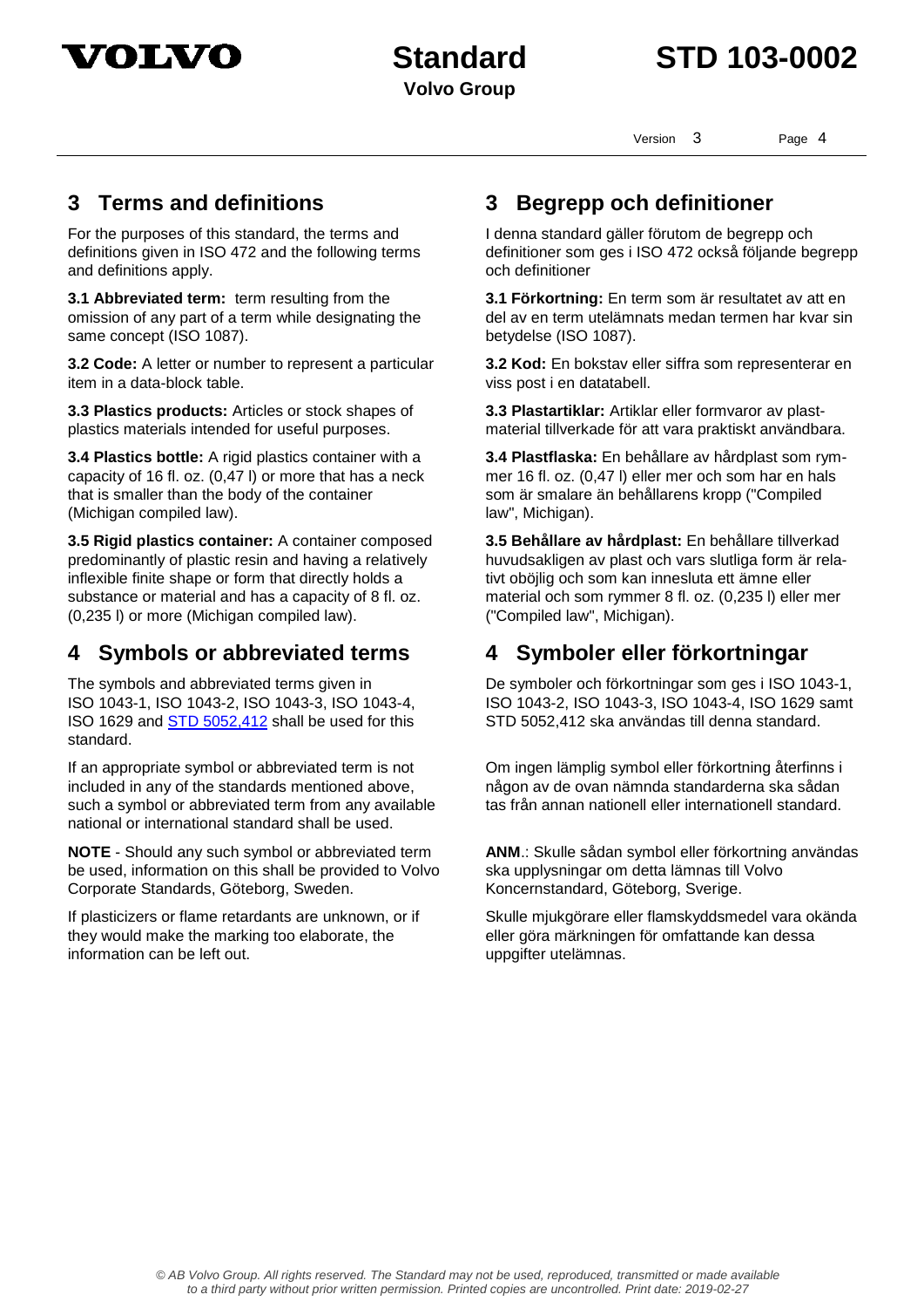## 3 Terms and definitions

For the purposes of this standard, the terms and definitions given in ISO 472 and the following terms and definitions apply.

**3.1 Abbreviated term:** term resulting from the omission of any part of a term while designating the same concept (ISO 1087).

**3.2 Code:** A letter or number to represent a particular item in a data-block table.

**3.3 Plastics products:** Articles or stock shapes of plastics materials intended for useful purposes.

**3.4 Plastics bottle:** A rigid plastics container with a capacity of 16 fl. oz. (0,47 l) or more that has a neck that is smaller than the body of the container (Michigan compiled law).

**3.5 Rigid plastics container:** A container composed predominantly of plastic resin and having a relatively inflexible finite shape or form that directly holds a substance or material and has a capacity of 8 fl. oz. (0,235 l) or more (Michigan compiled law).

## 4 Symbols or abbreviated terms

The symbols and abbreviated terms given in ISO 1043-1, ISO 1043-2, ISO 1043-3, ISO 1043-4, ISO 1629 and STD 5052,412 shall be used for this standard.

If an appropriate symbol or abbreviated term is not included in any of the standards mentioned above, such a symbol or abbreviated term from any available national or international standard shall be used.

**NOTE** - Should any such symbol or abbreviated term be used, information on this shall be provided to Volvo Corporate Standards, Göteborg, Sweden.

If plasticizers or flame retardants are unknown, or if they would make the marking too elaborate, the information can be left out.

## 3 Begrepp och definitioner

I denna standard gäller förutom de begrepp och definitioner som ges i ISO 472 också följande begrepp och definitioner

**3.1 Förkortning:** En term som är resultatet av att en del av en term utelämnats medan termen har kvar sin betydelse (ISO 1087).

**3.2 Kod:** En bokstav eller siffra som representerar en viss post i en datatabell.

**3.3 Plastartiklar:** Artiklar eller formvaror av plast-material tillverkade för att vara praktiskt användbara.

**3.4 Plastflaska:** En behållare av hårdplast som rymmer 16 fl. oz. (0,47 l) eller mer och som har en hals som är smalare än behållarens kropp ("Compiled law", Michigan).

**3.5 Behållare av hårdplast:** En behållare tillverkad huvudsakligen av plast och vars slutliga form är relativt oböjlig och som kan innesluta ett ämne eller material och som rymmer 8 fl. oz. (0,235 l) eller mer ("Compiled law", Michigan).

## 4 Symboler eller förkortningar

De symboler och förkortningar som ges i ISO 1043-1, ISO 1043-2, ISO 1043-3, ISO 1043-4, ISO 1629 samt STD 5052,412 ska användas till denna standard.

Om ingen lämplig symbol eller förkortning återfinns i någon av de ovan nämnda standarderna ska sådan tas från annan nationell eller internationell standard.

**ANM**.: Skulle sådan symbol eller förkortning användas ska upplysningar om detta lämnas till Volvo Koncernstandard, Göteborg, Sverige.

Skulle mjukgörare eller flamskyddsmedel vara okända eller göra märkningen för omfattande kan dessa uppgifter utelämnas.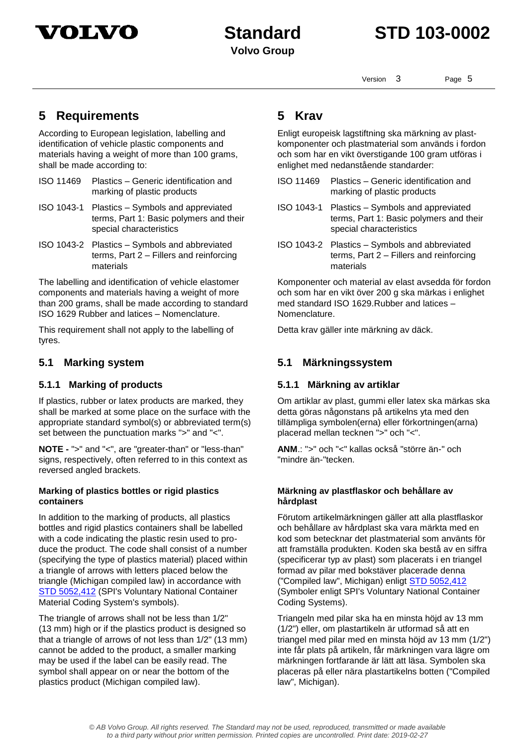# 5 Requirements

According to European legislation, labelling and identification of vehicle plastic components and materials having a weight of more than 100 grams, shall be made according to:

| | |
|---|---|
| ISO 11469 | Plastics – Generic identification and marking of plastic products |
| ISO 1043-1 | Plastics – Symbols and appreviated terms, Part 1: Basic polymers and their special characteristics |
| ISO 1043-2 | Plastics – Symbols and abbreviated terms, Part 2 – Fillers and reinforcing materials |

The labelling and identification of vehicle elastomer components and materials having a weight of more than 200 grams, shall be made according to standard ISO 1629 Rubber and latices – Nomenclature.

This requirement shall not apply to the labelling of tyres.

## 5.1 Marking system

### 5.1.1 Marking of products

If plastics, rubber or latex products are marked, they shall be marked at some place on the surface with the appropriate standard symbol(s) or abbreviated term(s) set between the punctuation marks ">" and "<".

**NOTE -** ">" and "<", are "greater-than" or "less-than" signs, respectively, often referred to in this context as reversed angled brackets.

**Marking of plastics bottles or rigid plastics containers**

In addition to the marking of products, all plastics bottles and rigid plastics containers shall be labelled with a code indicating the plastic resin used to produce the product. The code shall consist of a number (specifying the type of plastics material) placed within a triangle of arrows with letters placed below the triangle (Michigan compiled law) in accordance with STD 5052,412 (SPI's Voluntary National Container Material Coding System's symbols).

The triangle of arrows shall not be less than 1/2" (13 mm) high or if the plastics product is designed so that a triangle of arrows of not less than 1/2" (13 mm) cannot be added to the product, a smaller marking may be used if the label can be easily read. The symbol shall appear on or near the bottom of the plastics product (Michigan compiled law).

# 5 Krav

Enligt europeisk lagstiftning ska märkning av plastkomponenter och plastmaterial som används i fordon och som har en vikt överstigande 100 gram utföras i enlighet med nedanstående standarder:

| | |
|---|---|
| ISO 11469 | Plastics – Generic identification and marking of plastic products |
| ISO 1043-1 | Plastics – Symbols and appreviated terms, Part 1: Basic polymers and their special characteristics |
| ISO 1043-2 | Plastics – Symbols and abbreviated terms, Part 2 – Fillers and reinforcing materials |

Komponenter och material av elast avsedda för fordon och som har en vikt över 200 g ska märkas i enlighet med standard ISO 1629.Rubber and latices – Nomenclature.

Detta krav gäller inte märkning av däck.

## 5.1 Märkningssystem

### 5.1.1 Märkning av artiklar

Om artiklar av plast, gummi eller latex ska märkas ska detta göras någonstans på artikelns yta med den tillämpliga symbolen(erna) eller förkortningen(arna) placerad mellan tecknen ">" och "<".

**ANM**.: ">" och "<" kallas också "större än-" och "mindre än-"tecken.

**Märkning av plastflaskor och behållare av hårdplast**

Förutom artikelmärkningen gäller att alla plastflaskor och behållare av hårdplast ska vara märkta med en kod som betecknar det plastmaterial som använts för att framställa produkten. Koden ska bestå av en siffra (specificerar typ av plast) som placerats i en triangel formad av pilar med bokstäver placerade denna ("Compiled law", Michigan) enligt STD 5052,412 (Symboler enligt SPI's Voluntary National Container Coding Systems).

Triangeln med pilar ska ha en minsta höjd av 13 mm (1/2") eller, om plastartikeln är utformad så att en triangel med pilar med en minsta höjd av 13 mm (1/2") inte får plats på artikeln, får märkningen vara lägre om märkningen fortfarande är lätt att läsa. Symbolen ska placeras på eller nära plastartikelns botten ("Compiled law", Michigan).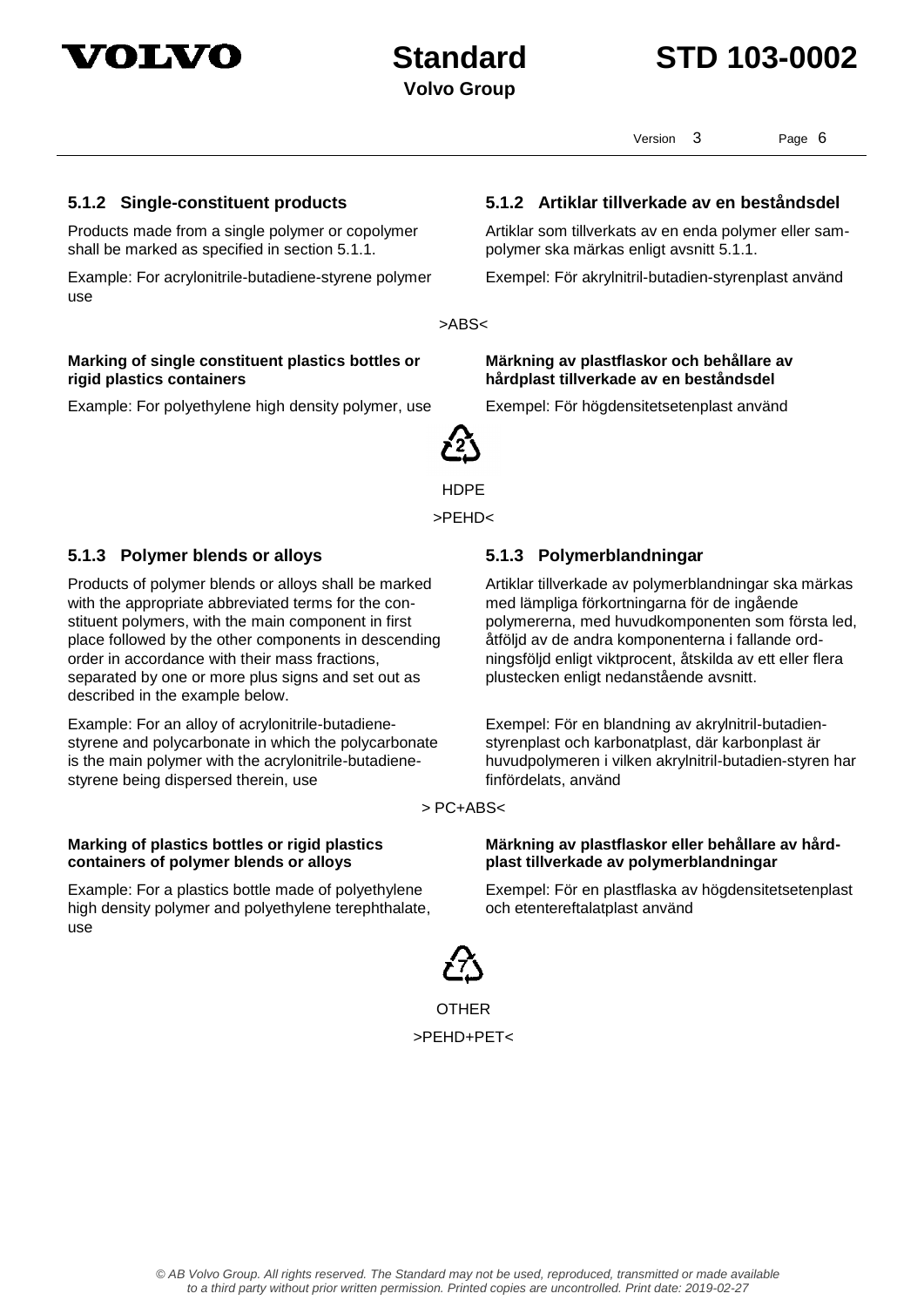### 5.1.2 Single-constituent products

Products made from a single polymer or copolymer shall be marked as specified in section 5.1.1.

Example: For acrylonitrile-butadiene-styrene polymer use

### 5.1.2 Artiklar tillverkade av en beståndsdel

Artiklar som tillverkats av en enda polymer eller sampolymer ska märkas enligt avsnitt 5.1.1.

Exempel: För akrylnitril-butadien-styrenplast använd

>ABS<

**Marking of single constituent plastics bottles or rigid plastics containers**

Example: For polyethylene high density polymer, use

**Märkning av plastflaskor och behållare av hårdplast tillverkade av en beståndsdel**

Exempel: För högdensitetsetenplast använd

2

HDPE

>PEHD<

### 5.1.3 Polymer blends or alloys

Products of polymer blends or alloys shall be marked with the appropriate abbreviated terms for the constituent polymers, with the main component in first place followed by the other components in descending order in accordance with their mass fractions, separated by one or more plus signs and set out as described in the example below.

Example: For an alloy of acrylonitrile-butadiene-styrene and polycarbonate in which the polycarbonate is the main polymer with the acrylonitrile-butadiene-styrene being dispersed therein, use

### 5.1.3 Polymerblandningar

Artiklar tillverkade av polymerblandningar ska märkas med lämpliga förkortningarna för de ingående polymererna, med huvudkomponenten som första led, åtföljd av de andra komponenterna i fallande ordningsföljd enligt viktprocent, åtskilda av ett eller flera plustecken enligt nedanstående avsnitt.

Exempel: För en blandning av akrylnitril-butadien-styrenplast och karbonatplast, där karbonplast är huvudpolymeren i vilken akrylnitril-butadien-styren har finfördelats, använd

> PC+ABS<

**Marking of plastics bottles or rigid plastics containers of polymer blends or alloys**

Example: For a plastics bottle made of polyethylene high density polymer and polyethylene terephthalate, use

**Märkning av plastflaskor eller behållare av hårdplast tillverkade av polymerblandningar**

Exempel: För en plastflaska av högdensitetsetenplast och etentereftalatplast använd

7

OTHER

>PEHD+PET<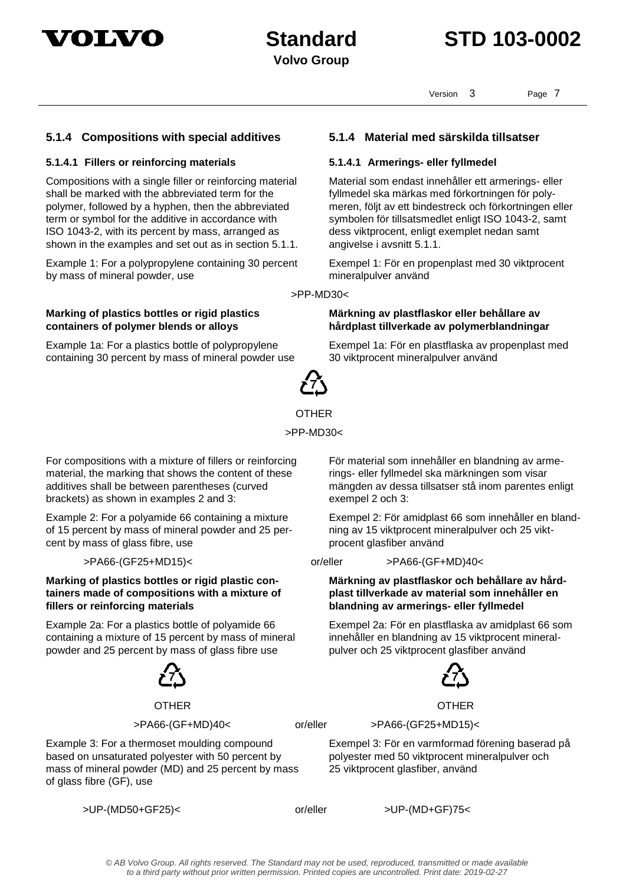### 5.1.4 Compositions with special additives

#### 5.1.4.1 Fillers or reinforcing materials

Compositions with a single filler or reinforcing material shall be marked with the abbreviated term for the polymer, followed by a hyphen, then the abbreviated term or symbol for the additive in accordance with ISO 1043-2, with its percent by mass, arranged as shown in the examples and set out as in section 5.1.1.

Example 1: For a polypropylene containing 30 percent by mass of mineral powder, use

### 5.1.4 Material med särskilda tillsatser

#### 5.1.4.1 Armerings- eller fyllmedel

Material som endast innehåller ett armerings- eller fyllmedel ska märkas med förkortningen för polymeren, följt av ett bindestreck och förkortningen eller symbolen för tillsatsmedlet enligt ISO 1043-2, samt dess viktprocent, enligt exemplet nedan samt angivelse i avsnitt 5.1.1.

Exempel 1: För en propenplast med 30 viktprocent mineralpulver använd

>PP-MD30<

**Marking of plastics bottles or rigid plastics containers of polymer blends or alloys**

Example 1a: For a plastics bottle of polypropylene containing 30 percent by mass of mineral powder use

**Märkning av plastflaskor eller behållare av hårdplast tillverkade av polymerblandningar**

Exempel 1a: För en plastflaska av propenplast med 30 viktprocent mineralpulver använd

7

OTHER

>PP-MD30<

For compositions with a mixture of fillers or reinforcing material, the marking that shows the content of these additives shall be between parentheses (curved brackets) as shown in examples 2 and 3:

Example 2: For a polyamide 66 containing a mixture of 15 percent by mass of mineral powder and 25 percent by mass of glass fibre, use

För material som innehåller en blandning av armerings- eller fyllmedel ska märkningen som visar mängden av dessa tillsatser stå inom parentes enligt exempel 2 och 3:

Exempel 2: För amidplast 66 som innehåller en blandning av 15 viktprocent mineralpulver och 25 viktprocent glasfiber använd

>PA66-(GF25+MD15)< or/eller >PA66-(GF+MD)40<

**Marking of plastics bottles or rigid plastic containers made of compositions with a mixture of fillers or reinforcing materials**

Example 2a: For a plastics bottle of polyamide 66 containing a mixture of 15 percent by mass of mineral powder and 25 percent by mass of glass fibre use

**Märkning av plastflaskor och behållare av hårdplast tillverkade av material som innehåller en blandning av armerings- eller fyllmedel**

Exempel 2a: För en plastflaska av amidplast 66 som innehåller en blandning av 15 viktprocent mineralpulver och 25 viktprocent glasfiber använd

7 7

OTHER OTHER

>PA66-(GF+MD)40< or/eller >PA66-(GF25+MD15)<

Example 3: For a thermoset moulding compound based on unsaturated polyester with 50 percent by mass of mineral powder (MD) and 25 percent by mass of glass fibre (GF), use

Exempel 3: För en varmformad förening baserad på polyester med 50 viktprocent mineralpulver och 25 viktprocent glasfiber, använd

>UP-(MD50+GF25)< or/eller >UP-(MD+GF)75<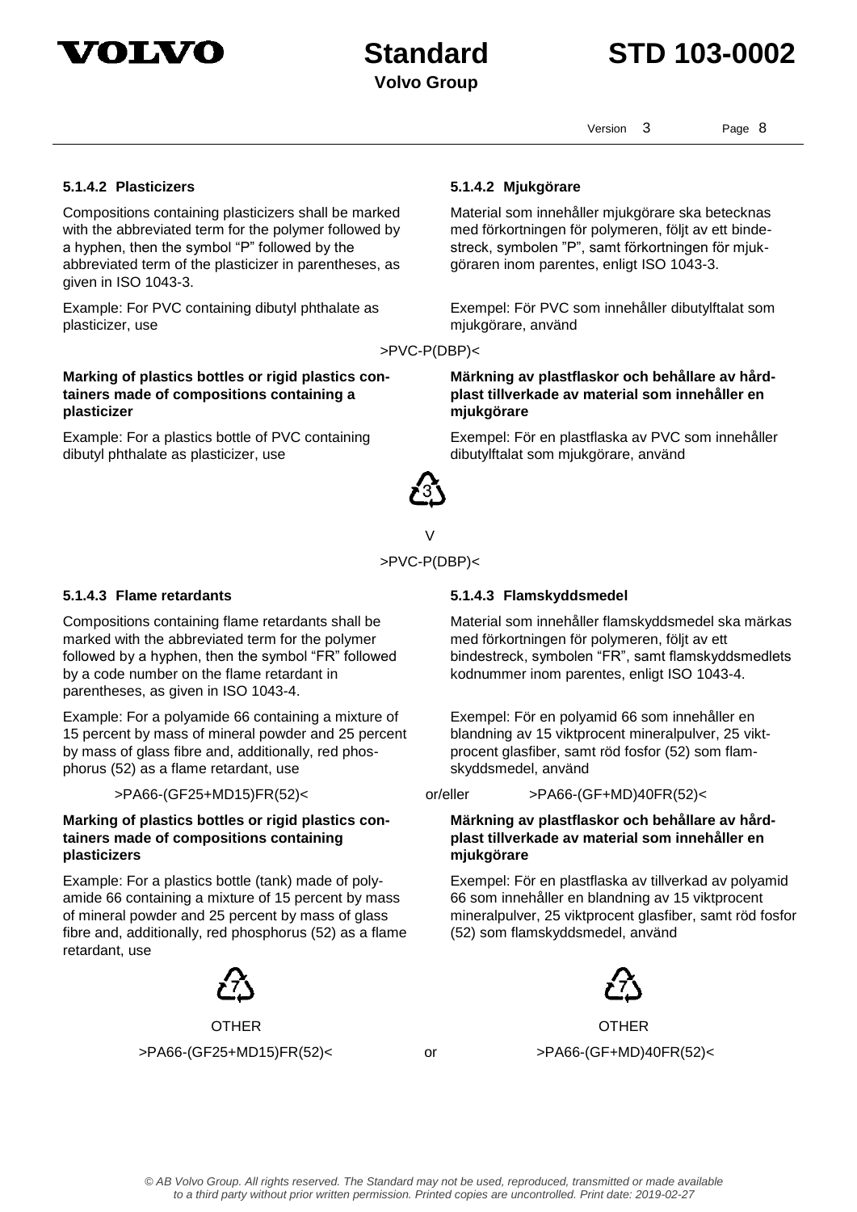#### 5.1.4.2 Plasticizers

Compositions containing plasticizers shall be marked with the abbreviated term for the polymer followed by a hyphen, then the symbol "P" followed by the abbreviated term of the plasticizer in parentheses, as given in ISO 1043-3.

Example: For PVC containing dibutyl phthalate as plasticizer, use

#### 5.1.4.2 Mjukgörare

Material som innehåller mjukgörare ska betecknas med förkortningen för polymeren, följt av ett bindestreck, symbolen "P", samt förkortningen för mjukgöraren inom parentes, enligt ISO 1043-3.

Exempel: För PVC som innehåller dibutylftalat som mjukgörare, använd

>PVC-P(DBP)<

**Marking of plastics bottles or rigid plastics containers made of compositions containing a plasticizer**

Example: For a plastics bottle of PVC containing dibutyl phthalate as plasticizer, use

**Märkning av plastflaskor och behållare av hårdplast tillverkade av material som innehåller en mjukgörare**

Exempel: För en plastflaska av PVC som innehåller dibutylftalat som mjukgörare, använd

3

V

>PVC-P(DBP)<

#### 5.1.4.3 Flame retardants

Compositions containing flame retardants shall be marked with the abbreviated term for the polymer followed by a hyphen, then the symbol "FR" followed by a code number on the flame retardant in parentheses, as given in ISO 1043-4.

Example: For a polyamide 66 containing a mixture of 15 percent by mass of mineral powder and 25 percent by mass of glass fibre and, additionally, red phosphorus (52) as a flame retardant, use

#### 5.1.4.3 Flamskyddsmedel

Material som innehåller flamskyddsmedel ska märkas med förkortningen för polymeren, följt av ett bindestreck, symbolen "FR", samt flamskyddsmedlets kodnummer inom parentes, enligt ISO 1043-4.

Exempel: För en polyamid 66 som innehåller en blandning av 15 viktprocent mineralpulver, 25 viktprocent glasfiber, samt röd fosfor (52) som flamskyddsmedel, använd

>PA66-(GF25+MD15)FR(52)< or/eller >PA66-(GF+MD)40FR(52)<

**Marking of plastics bottles or rigid plastics containers made of compositions containing plasticizers**

Example: For a plastics bottle (tank) made of polyamide 66 containing a mixture of 15 percent by mass of mineral powder and 25 percent by mass of glass fibre and, additionally, red phosphorus (52) as a flame retardant, use

**Märkning av plastflaskor och behållare av hårdplast tillverkade av material som innehåller en mjukgörare**

Exempel: För en plastflaska av tillverkad av polyamid 66 som innehåller en blandning av 15 viktprocent mineralpulver, 25 viktprocent glasfiber, samt röd fosfor (52) som flamskyddsmedel, använd

7

OTHER

>PA66-(GF25+MD15)FR(52)<

or

7

OTHER

>PA66-(GF+MD)40FR(52)<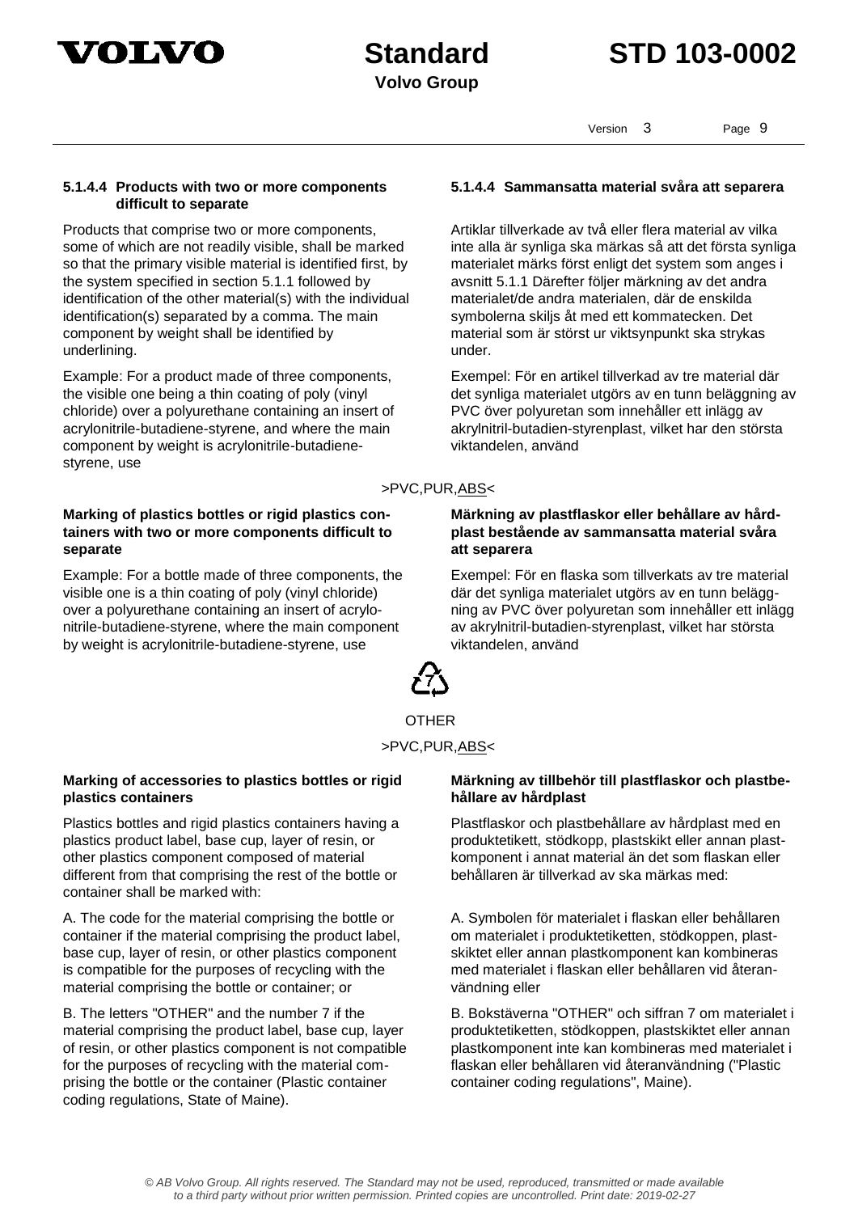#### 5.1.4.4 Products with two or more components difficult to separate

Products that comprise two or more components, some of which are not readily visible, shall be marked so that the primary visible material is identified first, by the system specified in section 5.1.1 followed by identification of the other material(s) with the individual identification(s) separated by a comma. The main component by weight shall be identified by underlining.

Example: For a product made of three components, the visible one being a thin coating of poly (vinyl chloride) over a polyurethane containing an insert of acrylonitrile-butadiene-styrene, and where the main component by weight is acrylonitrile-butadiene-styrene, use

#### 5.1.4.4 Sammansatta material svåra att separera

Artiklar tillverkade av två eller flera material av vilka inte alla är synliga ska märkas så att det första synliga materialet märks först enligt det system som anges i avsnitt 5.1.1 Därefter följer märkning av det andra materialet/de andra materialen, där de enskilda symbolerna skiljs åt med ett kommatecken. Det material som är störst ur viktsynpunkt ska strykas under.

Exempel: För en artikel tillverkad av tre material där det synliga materialet utgörs av en tunn beläggning av PVC över polyuretan som innehåller ett inlägg av akrylnitril-butadien-styrenplast, vilket har den största viktandelen, använd

>PVC,PUR,<u>ABS</u><

**Marking of plastics bottles or rigid plastics containers with two or more components difficult to separate**

Example: For a bottle made of three components, the visible one is a thin coating of poly (vinyl chloride) over a polyurethane containing an insert of acrylonitrile-butadiene-styrene, where the main component by weight is acrylonitrile-butadiene-styrene, use

**Märkning av plastflaskor eller behållare av hårdplast bestående av sammansatta material svåra att separera**

Exempel: För en flaska som tillverkats av tre material där det synliga materialet utgörs av en tunn beläggning av PVC över polyuretan som innehåller ett inlägg av akrylnitril-butadien-styrenplast, vilket har största viktandelen, använd

7

OTHER

>PVC,PUR,<u>ABS</u><

**Marking of accessories to plastics bottles or rigid plastics containers**

Plastics bottles and rigid plastics containers having a plastics product label, base cup, layer of resin, or other plastics component composed of material different from that comprising the rest of the bottle or container shall be marked with:

A. The code for the material comprising the bottle or container if the material comprising the product label, base cup, layer of resin, or other plastics component is compatible for the purposes of recycling with the material comprising the bottle or container; or

B. The letters "OTHER" and the number 7 if the material comprising the product label, base cup, layer of resin, or other plastics component is not compatible for the purposes of recycling with the material comprising the bottle or the container (Plastic container coding regulations, State of Maine).

**Märkning av tillbehör till plastflaskor och plastbehållare av hårdplast**

Plastflaskor och plastbehållare av hårdplast med en produktetikett, stödkopp, plastskikt eller annan plastkomponent i annat material än det som flaskan eller behållaren är tillverkad av ska märkas med:

A. Symbolen för materialet i flaskan eller behållaren om materialet i produktetiketten, stödkoppen, plastskiktet eller annan plastkomponent kan kombineras med materialet i flaskan eller behållaren vid återanvändning eller

B. Bokstäverna "OTHER" och siffran 7 om materialet i produktetiketten, stödkoppen, plastskiktet eller annan plastkomponent inte kan kombineras med materialet i flaskan eller behållaren vid återanvändning ("Plastic container coding regulations", Maine).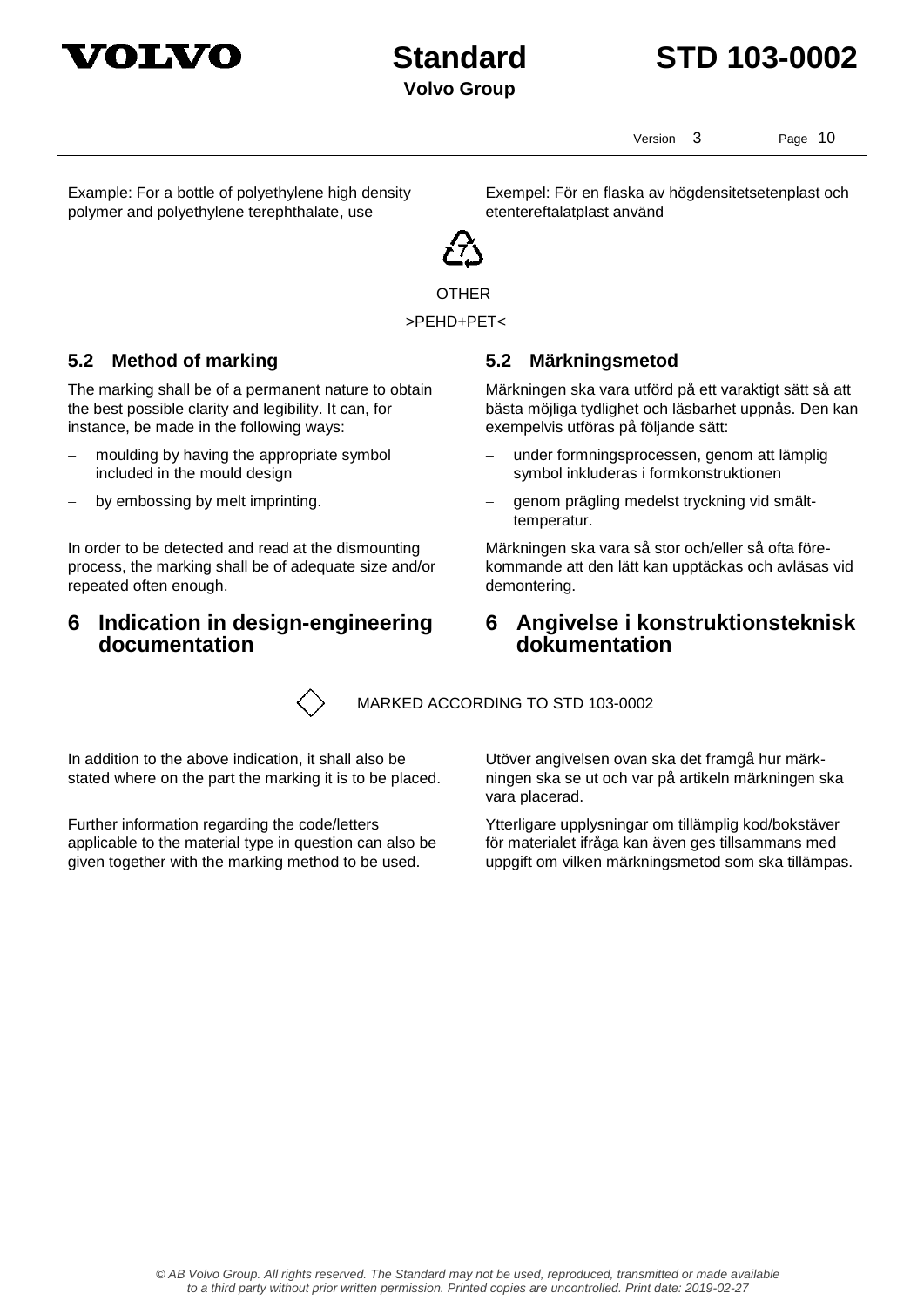Example: For a bottle of polyethylene high density polymer and polyethylene terephthalate, use

Exempel: För en flaska av högdensitetsetenplast och etentereftalatplast använd

7

OTHER

>PEHD+PET<

## 5.2 Method of marking

The marking shall be of a permanent nature to obtain the best possible clarity and legibility. It can, for instance, be made in the following ways:

- moulding by having the appropriate symbol included in the mould design
- by embossing by melt imprinting.

In order to be detected and read at the dismounting process, the marking shall be of adequate size and/or repeated often enough.

## 5.2 Märkningsmetod

Märkningen ska vara utförd på ett varaktigt sätt så att bästa möjliga tydlighet och läsbarhet uppnås. Den kan exempelvis utföras på följande sätt:

- under formningsprocessen, genom att lämplig symbol inkluderas i formkonstruktionen
- genom prägling medelst tryckning vid smälttemperatur.

Märkningen ska vara så stor och/eller så ofta förekommande att den lätt kan upptäckas och avläsas vid demontering.

# 6 Indication in design-engineering documentation

# 6 Angivelse i konstruktionsteknisk dokumentation

◇ MARKED ACCORDING TO STD 103-0002

In addition to the above indication, it shall also be stated where on the part the marking it is to be placed.

Further information regarding the code/letters applicable to the material type in question can also be given together with the marking method to be used.

Utöver angivelsen ovan ska det framgå hur märkningen ska se ut och var på artikeln märkningen ska vara placerad.

Ytterligare upplysningar om tillämplig kod/bokstäver för materialet ifråga kan även ges tillsammans med uppgift om vilken märkningsmetod som ska tillämpas.